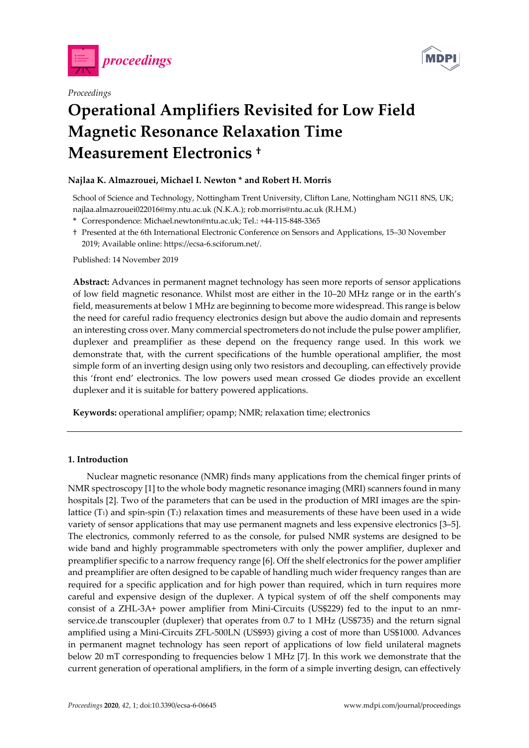*Proceedings*

# Operational Amplifiers Revisited for Low Field Magnetic Resonance Relaxation Time Measurement Electronics †

**Najlaa K. Almazrouei, Michael I. Newton \* and Robert H. Morris**

School of Science and Technology, Nottingham Trent University, Clifton Lane, Nottingham NG11 8NS, UK; najlaa.almazrouei022016@my.ntu.ac.uk (N.K.A.); rob.morris@ntu.ac.uk (R.H.M.)

\* Correspondence: Michael.newton@ntu.ac.uk; Tel.: +44-115-848-3365

† Presented at the 6th International Electronic Conference on Sensors and Applications, 15–30 November 2019; Available online: https://ecsa-6.sciforum.net/.

Published: 14 November 2019

**Abstract:** Advances in permanent magnet technology has seen more reports of sensor applications of low field magnetic resonance. Whilst most are either in the 10–20 MHz range or in the earth's field, measurements at below 1 MHz are beginning to become more widespread. This range is below the need for careful radio frequency electronics design but above the audio domain and represents an interesting cross over. Many commercial spectrometers do not include the pulse power amplifier, duplexer and preamplifier as these depend on the frequency range used. In this work we demonstrate that, with the current specifications of the humble operational amplifier, the most simple form of an inverting design using only two resistors and decoupling, can effectively provide this 'front end' electronics. The low powers used mean crossed Ge diodes provide an excellent duplexer and it is suitable for battery powered applications.

**Keywords:** operational amplifier; opamp; NMR; relaxation time; electronics

## 1. Introduction

Nuclear magnetic resonance (NMR) finds many applications from the chemical finger prints of NMR spectroscopy [1] to the whole body magnetic resonance imaging (MRI) scanners found in many hospitals [2]. Two of the parameters that can be used in the production of MRI images are the spin-lattice ($T_1$) and spin-spin ($T_2$) relaxation times and measurements of these have been used in a wide variety of sensor applications that may use permanent magnets and less expensive electronics [3–5]. The electronics, commonly referred to as the console, for pulsed NMR systems are designed to be wide band and highly programmable spectrometers with only the power amplifier, duplexer and preamplifier specific to a narrow frequency range [6]. Off the shelf electronics for the power amplifier and preamplifier are often designed to be capable of handling much wider frequency ranges than are required for a specific application and for high power than required, which in turn requires more careful and expensive design of the duplexer. A typical system of off the shelf components may consist of a ZHL-3A+ power amplifier from Mini-Circuits (US$229) fed to the input to an nmr-service.de transcoupler (duplexer) that operates from 0.7 to 1 MHz (US$735) and the return signal amplified using a Mini-Circuits ZFL-500LN (US$93) giving a cost of more than US$1000. Advances in permanent magnet technology has seen report of applications of low field unilateral magnets below 20 mT corresponding to frequencies below 1 MHz [7]. In this work we demonstrate that the current generation of operational amplifiers, in the form of a simple inverting design, can effectively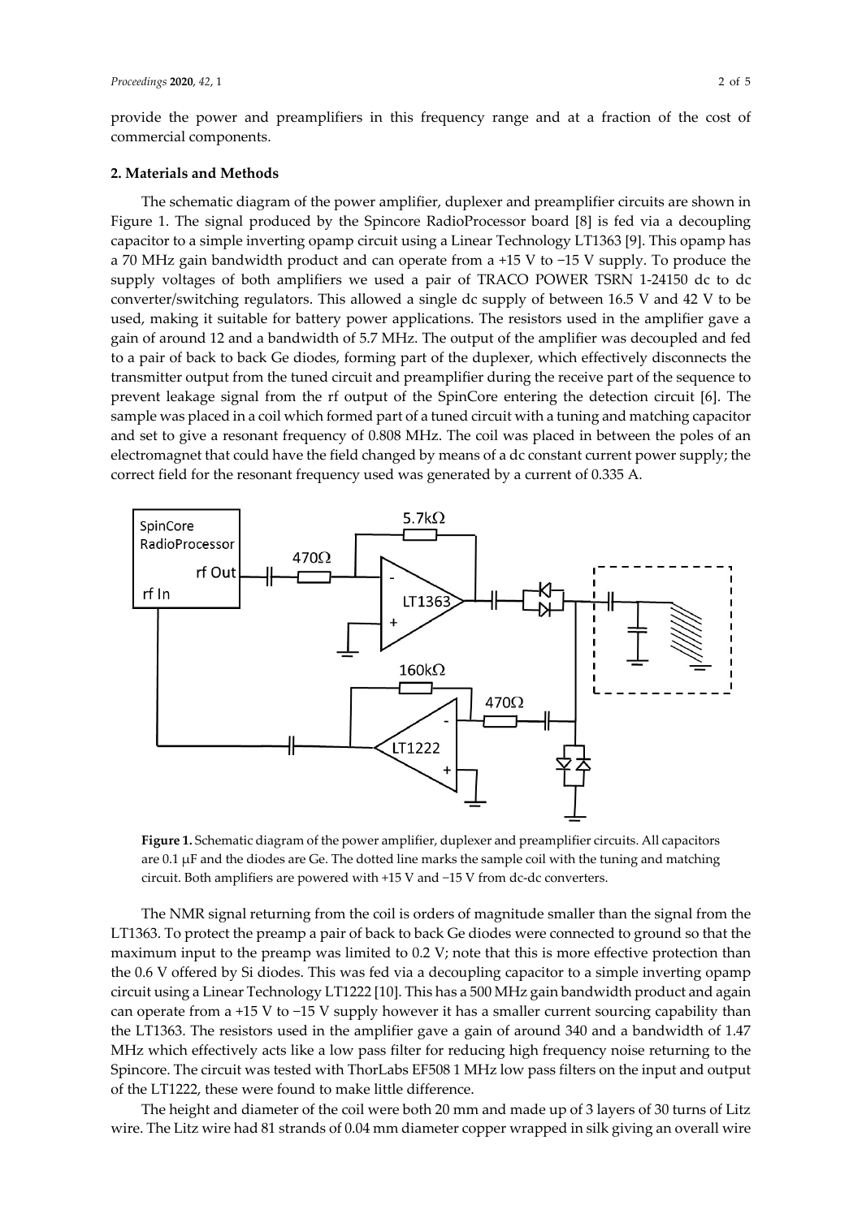provide the power and preamplifiers in this frequency range and at a fraction of the cost of commercial components.

## 2. Materials and Methods

The schematic diagram of the power amplifier, duplexer and preamplifier circuits are shown in Figure 1. The signal produced by the Spincore RadioProcessor board [8] is fed via a decoupling capacitor to a simple inverting opamp circuit using a Linear Technology LT1363 [9]. This opamp has a 70 MHz gain bandwidth product and can operate from a +15 V to −15 V supply. To produce the supply voltages of both amplifiers we used a pair of TRACO POWER TSRN 1-24150 dc to dc converter/switching regulators. This allowed a single dc supply of between 16.5 V and 42 V to be used, making it suitable for battery power applications. The resistors used in the amplifier gave a gain of around 12 and a bandwidth of 5.7 MHz. The output of the amplifier was decoupled and fed to a pair of back to back Ge diodes, forming part of the duplexer, which effectively disconnects the transmitter output from the tuned circuit and preamplifier during the receive part of the sequence to prevent leakage signal from the rf output of the SpinCore entering the detection circuit [6]. The sample was placed in a coil which formed part of a tuned circuit with a tuning and matching capacitor and set to give a resonant frequency of 0.808 MHz. The coil was placed in between the poles of an electromagnet that could have the field changed by means of a dc constant current power supply; the correct field for the resonant frequency used was generated by a current of 0.335 A.

**Figure 1.** Schematic diagram of the power amplifier, duplexer and preamplifier circuits. All capacitors are 0.1 μF and the diodes are Ge. The dotted line marks the sample coil with the tuning and matching circuit. Both amplifiers are powered with +15 V and −15 V from dc-dc converters.

The NMR signal returning from the coil is orders of magnitude smaller than the signal from the LT1363. To protect the preamp a pair of back to back Ge diodes were connected to ground so that the maximum input to the preamp was limited to 0.2 V; note that this is more effective protection than the 0.6 V offered by Si diodes. This was fed via a decoupling capacitor to a simple inverting opamp circuit using a Linear Technology LT1222 [10]. This has a 500 MHz gain bandwidth product and again can operate from a +15 V to −15 V supply however it has a smaller current sourcing capability than the LT1363. The resistors used in the amplifier gave a gain of around 340 and a bandwidth of 1.47 MHz which effectively acts like a low pass filter for reducing high frequency noise returning to the Spincore. The circuit was tested with ThorLabs EF508 1 MHz low pass filters on the input and output of the LT1222, these were found to make little difference.

The height and diameter of the coil were both 20 mm and made up of 3 layers of 30 turns of Litz wire. The Litz wire had 81 strands of 0.04 mm diameter copper wrapped in silk giving an overall wire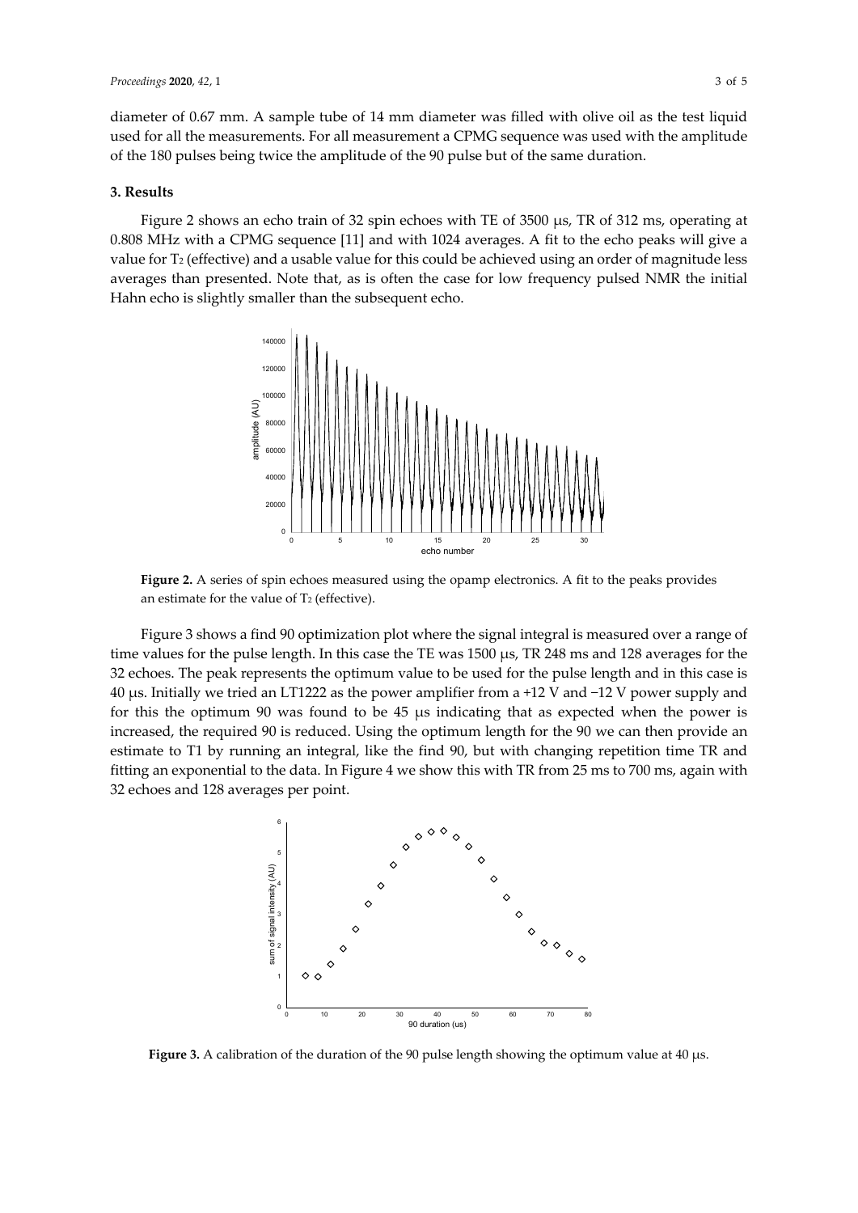diameter of 0.67 mm. A sample tube of 14 mm diameter was filled with olive oil as the test liquid used for all the measurements. For all measurement a CPMG sequence was used with the amplitude of the 180 pulses being twice the amplitude of the 90 pulse but of the same duration.

## 3. Results

Figure 2 shows an echo train of 32 spin echoes with TE of 3500 μs, TR of 312 ms, operating at 0.808 MHz with a CPMG sequence [11] and with 1024 averages. A fit to the echo peaks will give a value for $T_2$ (effective) and a usable value for this could be achieved using an order of magnitude less averages than presented. Note that, as is often the case for low frequency pulsed NMR the initial Hahn echo is slightly smaller than the subsequent echo.

**Figure 2.** A series of spin echoes measured using the opamp electronics. A fit to the peaks provides an estimate for the value of $T_2$ (effective).

Figure 3 shows a find 90 optimization plot where the signal integral is measured over a range of time values for the pulse length. In this case the TE was 1500 μs, TR 248 ms and 128 averages for the 32 echoes. The peak represents the optimum value to be used for the pulse length and in this case is 40 μs. Initially we tried an LT1222 as the power amplifier from a +12 V and −12 V power supply and for this the optimum 90 was found to be 45 μs indicating that as expected when the power is increased, the required 90 is reduced. Using the optimum length for the 90 we can then provide an estimate to T1 by running an integral, like the find 90, but with changing repetition time TR and fitting an exponential to the data. In Figure 4 we show this with TR from 25 ms to 700 ms, again with 32 echoes and 128 averages per point.

**Figure 3.** A calibration of the duration of the 90 pulse length showing the optimum value at 40 μs.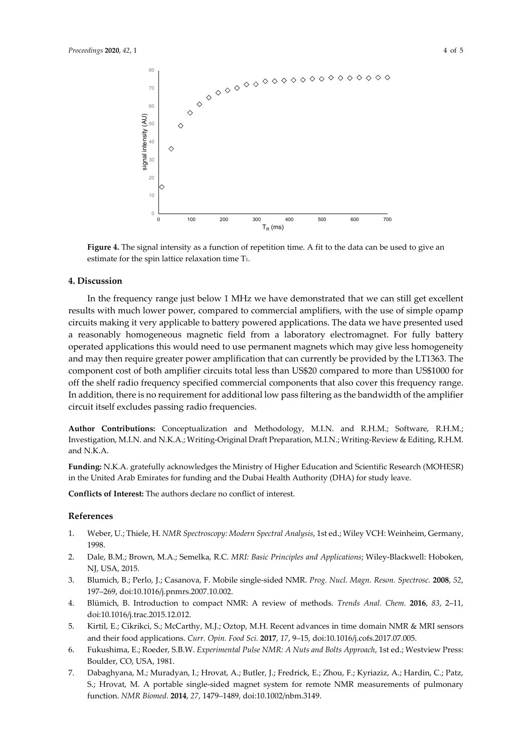**Figure 4.** The signal intensity as a function of repetition time. A fit to the data can be used to give an estimate for the spin lattice relaxation time $T_1$.

## 4. Discussion

In the frequency range just below 1 MHz we have demonstrated that we can still get excellent results with much lower power, compared to commercial amplifiers, with the use of simple opamp circuits making it very applicable to battery powered applications. The data we have presented used a reasonably homogeneous magnetic field from a laboratory electromagnet. For fully battery operated applications this would need to use permanent magnets which may give less homogeneity and may then require greater power amplification that can currently be provided by the LT1363. The component cost of both amplifier circuits total less than US$20 compared to more than US$1000 for off the shelf radio frequency specified commercial components that also cover this frequency range. In addition, there is no requirement for additional low pass filtering as the bandwidth of the amplifier circuit itself excludes passing radio frequencies.

**Author Contributions:** Conceptualization and Methodology, M.I.N. and R.H.M.; Software, R.H.M.; Investigation, M.I.N. and N.K.A.; Writing-Original Draft Preparation, M.I.N.; Writing-Review & Editing, R.H.M. and N.K.A.

**Funding:** N.K.A. gratefully acknowledges the Ministry of Higher Education and Scientific Research (MOHESR) in the United Arab Emirates for funding and the Dubai Health Authority (DHA) for study leave.

**Conflicts of Interest:** The authors declare no conflict of interest.

## References

1. Weber, U.; Thiele, H. *NMR Spectroscopy: Modern Spectral Analysis*, 1st ed.; Wiley VCH: Weinheim, Germany, 1998.
2. Dale, B.M.; Brown, M.A.; Semelka, R.C. *MRI: Basic Principles and Applications*; Wiley-Blackwell: Hoboken, NJ, USA, 2015.
3. Blumich, B.; Perlo, J.; Casanova, F. Mobile single-sided NMR. *Prog. Nucl. Magn. Reson. Spectrosc.* **2008**, *52*, 197–269, doi:10.1016/j.pnmrs.2007.10.002.
4. Blümich, B. Introduction to compact NMR: A review of methods. *Trends Anal. Chem.* **2016**, *83*, 2–11, doi:10.1016/j.trac.2015.12.012.
5. Kirtil, E.; Cikrikci, S.; McCarthy, M.J.; Oztop, M.H. Recent advances in time domain NMR & MRI sensors and their food applications. *Curr. Opin. Food Sci.* **2017**, *17*, 9–15, doi:10.1016/j.cofs.2017.07.005.
6. Fukushima, E.; Roeder, S.B.W. *Experimental Pulse NMR: A Nuts and Bolts Approach*, 1st ed.; Westview Press: Boulder, CO, USA, 1981.
7. Dabaghyana, M.; Muradyan, I.; Hrovat, A.; Butler, J.; Fredrick, E.; Zhou, F.; Kyriaziz, A.; Hardin, C.; Patz, S.; Hrovat, M. A portable single-sided magnet system for remote NMR measurements of pulmonary function. *NMR Biomed*. **2014**, *27*, 1479–1489, doi:10.1002/nbm.3149.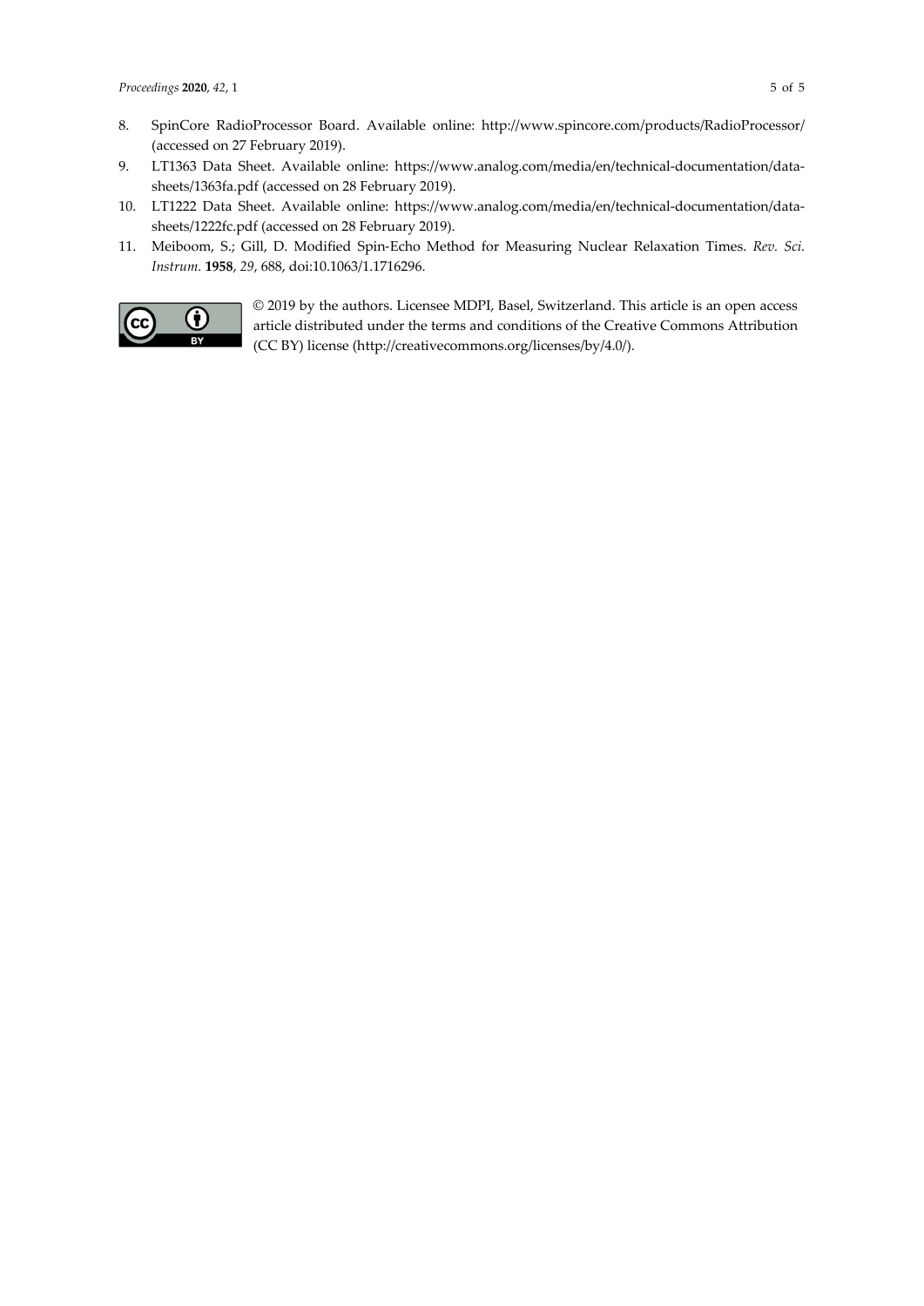8. SpinCore RadioProcessor Board. Available online: http://www.spincore.com/products/RadioProcessor/ (accessed on 27 February 2019).
9. LT1363 Data Sheet. Available online: https://www.analog.com/media/en/technical-documentation/data-sheets/1363fa.pdf (accessed on 28 February 2019).
10. LT1222 Data Sheet. Available online: https://www.analog.com/media/en/technical-documentation/data-sheets/1222fc.pdf (accessed on 28 February 2019).
11. Meiboom, S.; Gill, D. Modified Spin-Echo Method for Measuring Nuclear Relaxation Times. *Rev. Sci. Instrum.* **1958**, *29*, 688, doi:10.1063/1.1716296.

© 2019 by the authors. Licensee MDPI, Basel, Switzerland. This article is an open access article distributed under the terms and conditions of the Creative Commons Attribution (CC BY) license (http://creativecommons.org/licenses/by/4.0/).